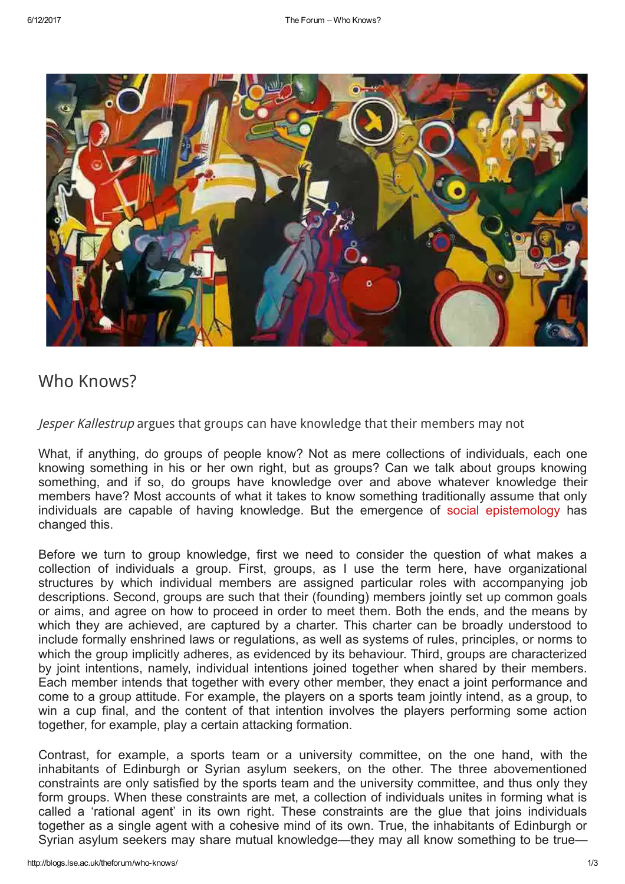# Who Knows?

*Jesper Kallestrup* argues that groups can have knowledge that their members may not

What, if anything, do groups of people know? Not as mere collections of individuals, each one knowing something in his or her own right, but as groups? Can we talk about groups knowing something, and if so, do groups have knowledge over and above whatever knowledge their members have? Most accounts of what it takes to know something traditionally assume that only individuals are capable of having knowledge. But the emergence of social epistemology has changed this.

Before we turn to group knowledge, first we need to consider the question of what makes a collection of individuals a group. First, groups, as I use the term here, have organizational structures by which individual members are assigned particular roles with accompanying job descriptions. Second, groups are such that their (founding) members jointly set up common goals or aims, and agree on how to proceed in order to meet them. Both the ends, and the means by which they are achieved, are captured by a charter. This charter can be broadly understood to include formally enshrined laws or regulations, as well as systems of rules, principles, or norms to which the group implicitly adheres, as evidenced by its behaviour. Third, groups are characterized by joint intentions, namely, individual intentions joined together when shared by their members. Each member intends that together with every other member, they enact a joint performance and come to a group attitude. For example, the players on a sports team jointly intend, as a group, to win a cup final, and the content of that intention involves the players performing some action together, for example, play a certain attacking formation.

Contrast, for example, a sports team or a university committee, on the one hand, with the inhabitants of Edinburgh or Syrian asylum seekers, on the other. The three abovementioned constraints are only satisfied by the sports team and the university committee, and thus only they form groups. When these constraints are met, a collection of individuals unites in forming what is called a 'rational agent' in its own right. These constraints are the glue that joins individuals together as a single agent with a cohesive mind of its own. True, the inhabitants of Edinburgh or Syrian asylum seekers may share mutual knowledge—they may all know something to be true—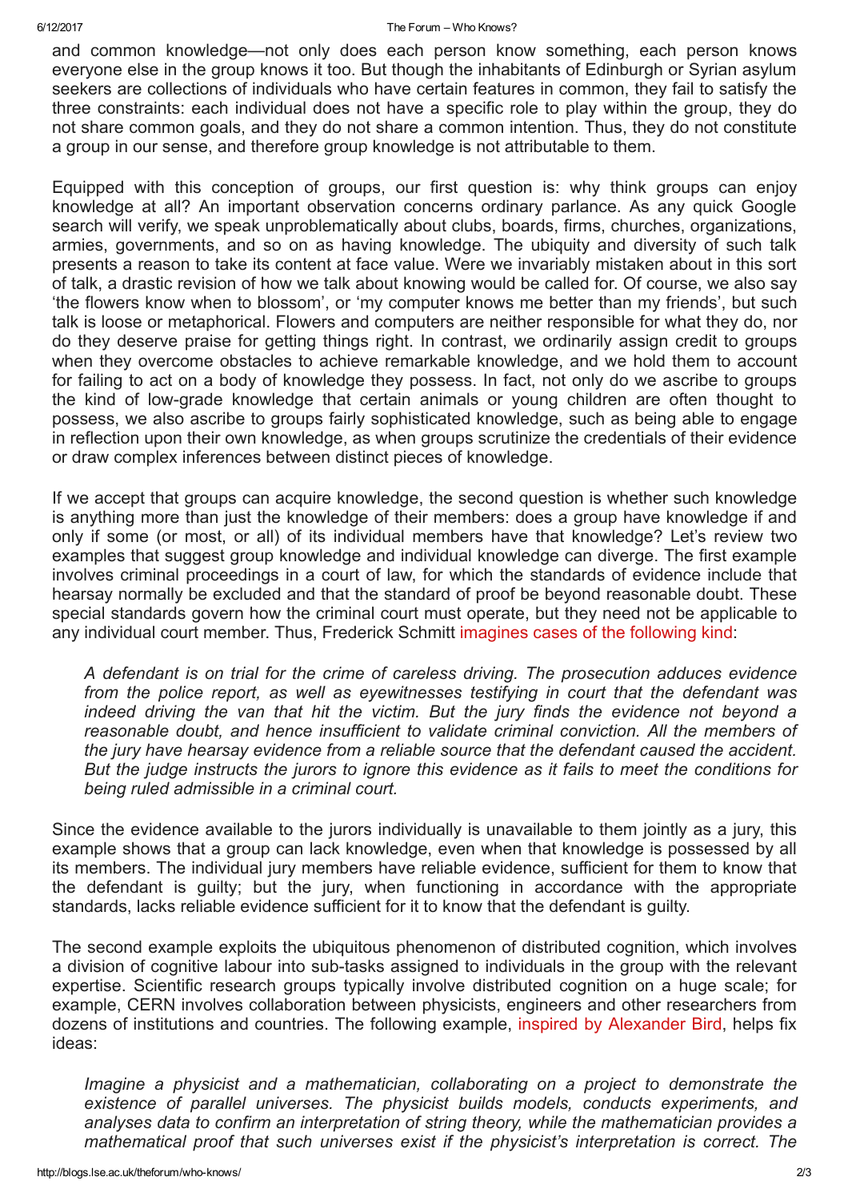and common knowledge—not only does each person know something, each person knows everyone else in the group knows it too. But though the inhabitants of Edinburgh or Syrian asylum seekers are collections of individuals who have certain features in common, they fail to satisfy the three constraints: each individual does not have a specific role to play within the group, they do not share common goals, and they do not share a common intention. Thus, they do not constitute a group in our sense, and therefore group knowledge is not attributable to them.

Equipped with this conception of groups, our first question is: why think groups can enjoy knowledge at all? An important observation concerns ordinary parlance. As any quick Google search will verify, we speak unproblematically about clubs, boards, firms, churches, organizations, armies, governments, and so on as having knowledge. The ubiquity and diversity of such talk presents a reason to take its content at face value. Were we invariably mistaken about in this sort of talk, a drastic revision of how we talk about knowing would be called for. Of course, we also say 'the flowers know when to blossom', or 'my computer knows me better than my friends', but such talk is loose or metaphorical. Flowers and computers are neither responsible for what they do, nor do they deserve praise for getting things right. In contrast, we ordinarily assign credit to groups when they overcome obstacles to achieve remarkable knowledge, and we hold them to account for failing to act on a body of knowledge they possess. In fact, not only do we ascribe to groups the kind of low-grade knowledge that certain animals or young children are often thought to possess, we also ascribe to groups fairly sophisticated knowledge, such as being able to engage in reflection upon their own knowledge, as when groups scrutinize the credentials of their evidence or draw complex inferences between distinct pieces of knowledge.

If we accept that groups can acquire knowledge, the second question is whether such knowledge is anything more than just the knowledge of their members: does a group have knowledge if and only if some (or most, or all) of its individual members have that knowledge? Let's review two examples that suggest group knowledge and individual knowledge can diverge. The first example involves criminal proceedings in a court of law, for which the standards of evidence include that hearsay normally be excluded and that the standard of proof be beyond reasonable doubt. These special standards govern how the criminal court must operate, but they need not be applicable to any individual court member. Thus, Frederick Schmitt imagines cases of the following kind:

> *A defendant is on trial for the crime of careless driving. The prosecution adduces evidence from the police report, as well as eyewitnesses testifying in court that the defendant was indeed driving the van that hit the victim. But the jury finds the evidence not beyond a reasonable doubt, and hence insufficient to validate criminal conviction. All the members of the jury have hearsay evidence from a reliable source that the defendant caused the accident. But the judge instructs the jurors to ignore this evidence as it fails to meet the conditions for being ruled admissible in a criminal court.*

Since the evidence available to the jurors individually is unavailable to them jointly as a jury, this example shows that a group can lack knowledge, even when that knowledge is possessed by all its members. The individual jury members have reliable evidence, sufficient for them to know that the defendant is guilty; but the jury, when functioning in accordance with the appropriate standards, lacks reliable evidence sufficient for it to know that the defendant is guilty.

The second example exploits the ubiquitous phenomenon of distributed cognition, which involves a division of cognitive labour into sub-tasks assigned to individuals in the group with the relevant expertise. Scientific research groups typically involve distributed cognition on a huge scale; for example, CERN involves collaboration between physicists, engineers and other researchers from dozens of institutions and countries. The following example, inspired by Alexander Bird, helps fix ideas:

> *Imagine a physicist and a mathematician, collaborating on a project to demonstrate the existence of parallel universes. The physicist builds models, conducts experiments, and analyses data to confirm an interpretation of string theory, while the mathematician provides a mathematical proof that such universes exist if the physicist's interpretation is correct. The*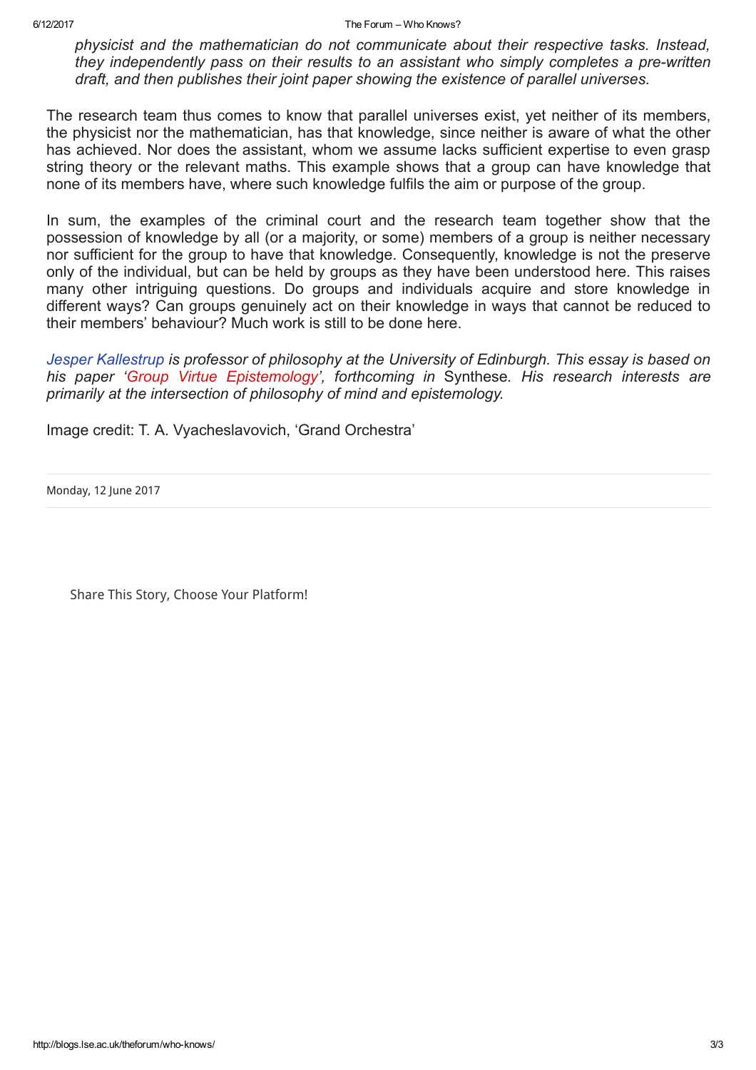*physicist and the mathematician do not communicate about their respective tasks. Instead, they independently pass on their results to an assistant who simply completes a pre-written draft, and then publishes their joint paper showing the existence of parallel universes.*

The research team thus comes to know that parallel universes exist, yet neither of its members, the physicist nor the mathematician, has that knowledge, since neither is aware of what the other has achieved. Nor does the assistant, whom we assume lacks sufficient expertise to even grasp string theory or the relevant maths. This example shows that a group can have knowledge that none of its members have, where such knowledge fulfils the aim or purpose of the group.

In sum, the examples of the criminal court and the research team together show that the possession of knowledge by all (or a majority, or some) members of a group is neither necessary nor sufficient for the group to have that knowledge. Consequently, knowledge is not the preserve only of the individual, but can be held by groups as they have been understood here. This raises many other intriguing questions. Do groups and individuals acquire and store knowledge in different ways? Can groups genuinely act on their knowledge in ways that cannot be reduced to their members' behaviour? Much work is still to be done here.

*Jesper Kallestrup is professor of philosophy at the University of Edinburgh. This essay is based on his paper 'Group Virtue Epistemology', forthcoming in* Synthese*. His research interests are primarily at the intersection of philosophy of mind and epistemology.*

Image credit: T. A. Vyacheslavovich, 'Grand Orchestra'

Monday, 12 June 2017

Share This Story, Choose Your Platform!